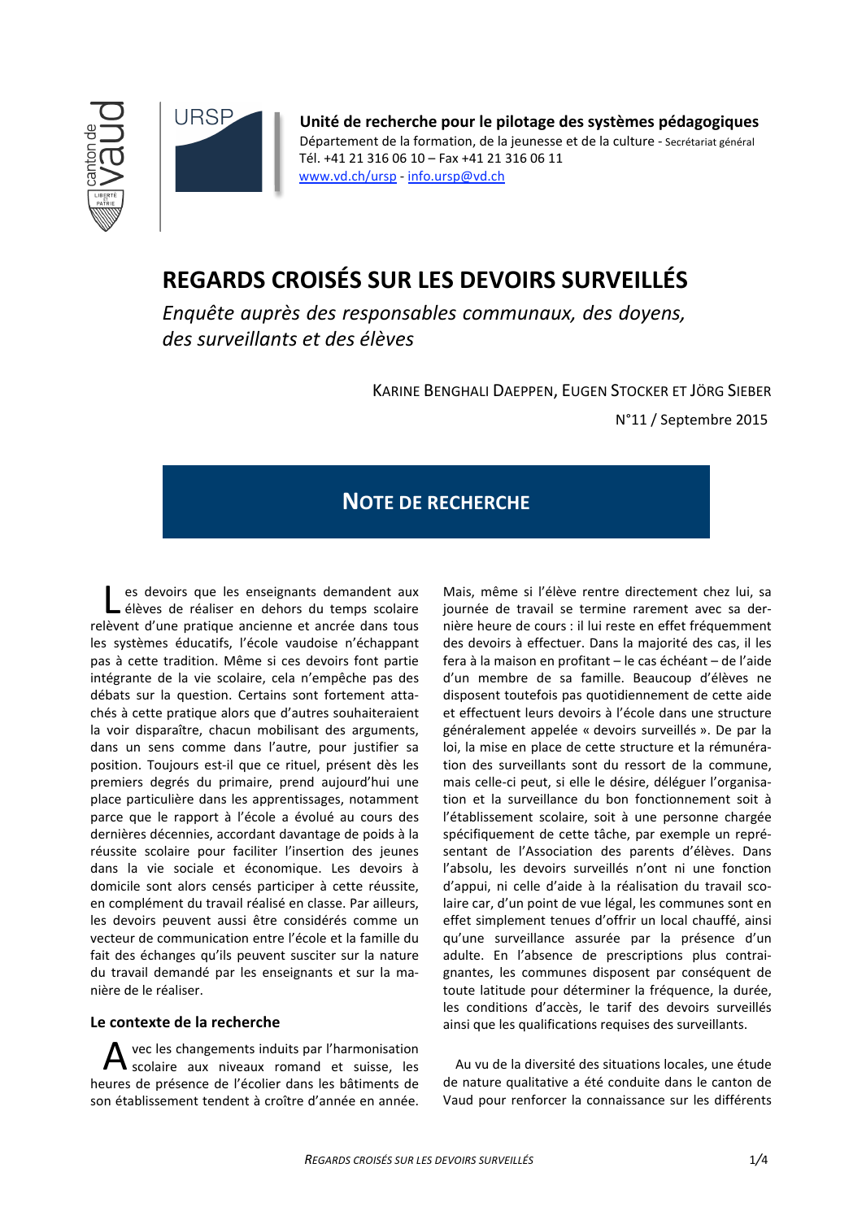**Unité de recherche pour le pilotage des systèmes pédagogiques**
Département de la formation, de la jeunesse et de la culture - Secrétariat général
Tél. +41 21 316 06 10 – Fax +41 21 316 06 11
www.vd.ch/ursp - info.ursp@vd.ch

# REGARDS CROISÉS SUR LES DEVOIRS SURVEILLÉS

*Enquête auprès des responsables communaux, des doyens, des surveillants et des élèves*

KARINE BENGHALI DAEPPEN, EUGEN STOCKER ET JÖRG SIEBER

N°11 / Septembre 2015

## NOTE DE RECHERCHE

Les devoirs que les enseignants demandent aux élèves de réaliser en dehors du temps scolaire relèvent d'une pratique ancienne et ancrée dans tous les systèmes éducatifs, l'école vaudoise n'échappant pas à cette tradition. Même si ces devoirs font partie intégrante de la vie scolaire, cela n'empêche pas des débats sur la question. Certains sont fortement attachés à cette pratique alors que d'autres souhaiteraient la voir disparaître, chacun mobilisant des arguments, dans un sens comme dans l'autre, pour justifier sa position. Toujours est-il que ce rituel, présent dès les premiers degrés du primaire, prend aujourd'hui une place particulière dans les apprentissages, notamment parce que le rapport à l'école a évolué au cours des dernières décennies, accordant davantage de poids à la réussite scolaire pour faciliter l'insertion des jeunes dans la vie sociale et économique. Les devoirs à domicile sont alors censés participer à cette réussite, en complément du travail réalisé en classe. Par ailleurs, les devoirs peuvent aussi être considérés comme un vecteur de communication entre l'école et la famille du fait des échanges qu'ils peuvent susciter sur la nature du travail demandé par les enseignants et sur la manière de le réaliser.

### Le contexte de la recherche

Avec les changements induits par l'harmonisation scolaire aux niveaux romand et suisse, les heures de présence de l'écolier dans les bâtiments de son établissement tendent à croître d'année en année. Mais, même si l'élève rentre directement chez lui, sa journée de travail se termine rarement avec sa dernière heure de cours : il lui reste en effet fréquemment des devoirs à effectuer. Dans la majorité des cas, il les fera à la maison en profitant – le cas échéant – de l'aide d'un membre de sa famille. Beaucoup d'élèves ne disposent toutefois pas quotidiennement de cette aide et effectuent leurs devoirs à l'école dans une structure généralement appelée « devoirs surveillés ». De par la loi, la mise en place de cette structure et la rémunération des surveillants sont du ressort de la commune, mais celle-ci peut, si elle le désire, déléguer l'organisation et la surveillance du bon fonctionnement soit à l'établissement scolaire, soit à une personne chargée spécifiquement de cette tâche, par exemple un représentant de l'Association des parents d'élèves. Dans l'absolu, les devoirs surveillés n'ont ni une fonction d'appui, ni celle d'aide à la réalisation du travail scolaire car, d'un point de vue légal, les communes sont en effet simplement tenues d'offrir un local chauffé, ainsi qu'une surveillance assurée par la présence d'un adulte. En l'absence de prescriptions plus contraignantes, les communes disposent par conséquent de toute latitude pour déterminer la fréquence, la durée, les conditions d'accès, le tarif des devoirs surveillés ainsi que les qualifications requises des surveillants.

Au vu de la diversité des situations locales, une étude de nature qualitative a été conduite dans le canton de Vaud pour renforcer la connaissance sur les différents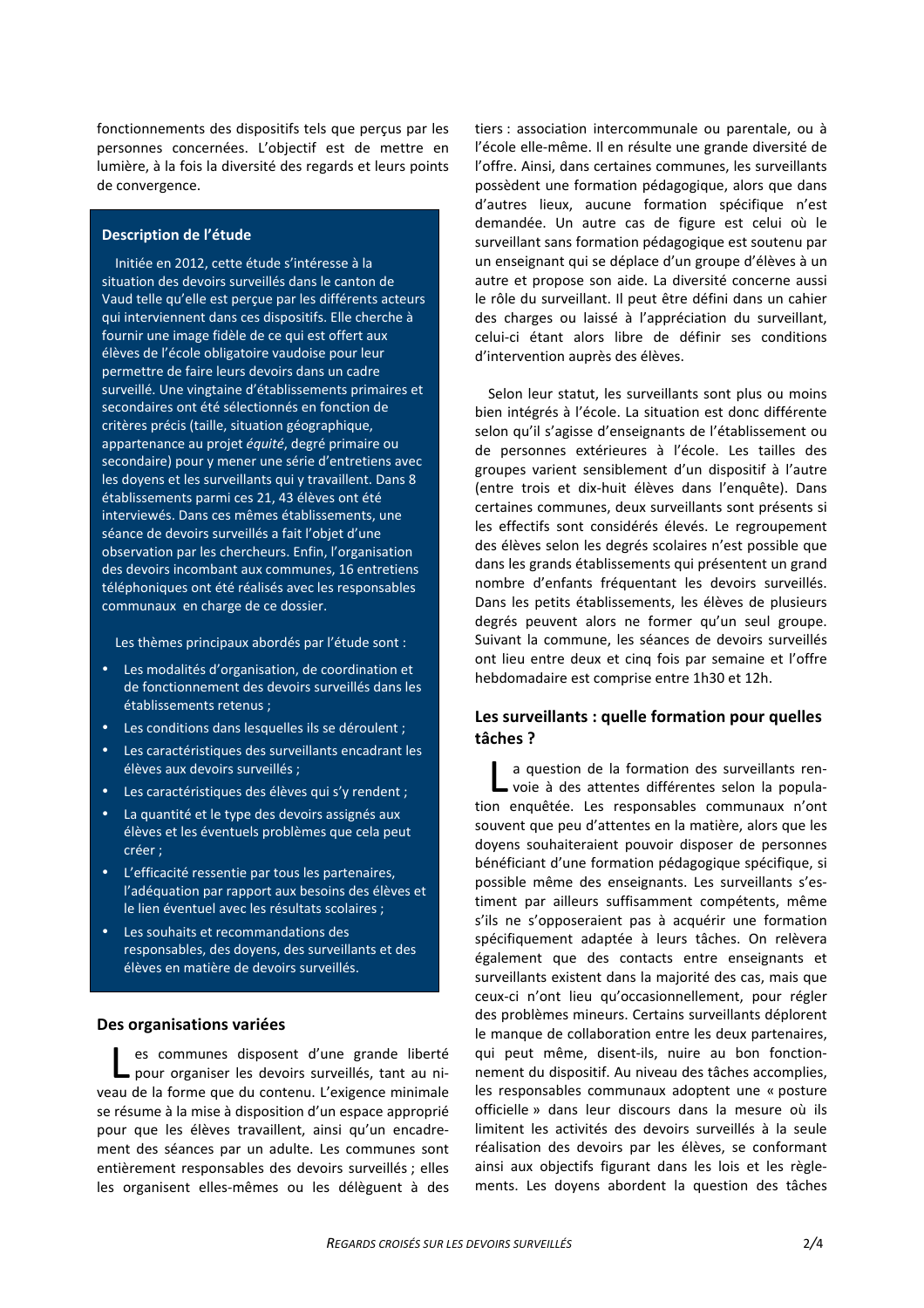fonctionnements des dispositifs tels que perçus par les personnes concernées. L'objectif est de mettre en lumière, à la fois la diversité des regards et leurs points de convergence.

### Description de l'étude

Initiée en 2012, cette étude s'intéresse à la situation des devoirs surveillés dans le canton de Vaud telle qu'elle est perçue par les différents acteurs qui interviennent dans ces dispositifs. Elle cherche à fournir une image fidèle de ce qui est offert aux élèves de l'école obligatoire vaudoise pour leur permettre de faire leurs devoirs dans un cadre surveillé. Une vingtaine d'établissements primaires et secondaires ont été sélectionnés en fonction de critères précis (taille, situation géographique, appartenance au projet *équité*, degré primaire ou secondaire) pour y mener une série d'entretiens avec les doyens et les surveillants qui y travaillent. Dans 8 établissements parmi ces 21, 43 élèves ont été interviewés. Dans ces mêmes établissements, une séance de devoirs surveillés a fait l'objet d'une observation par les chercheurs. Enfin, l'organisation des devoirs incombant aux communes, 16 entretiens téléphoniques ont été réalisés avec les responsables communaux en charge de ce dossier.

Les thèmes principaux abordés par l'étude sont :

- Les modalités d'organisation, de coordination et de fonctionnement des devoirs surveillés dans les établissements retenus ;
- Les conditions dans lesquelles ils se déroulent ;
- Les caractéristiques des surveillants encadrant les élèves aux devoirs surveillés ;
- Les caractéristiques des élèves qui s'y rendent ;
- La quantité et le type des devoirs assignés aux élèves et les éventuels problèmes que cela peut créer ;
- L'efficacité ressentie par tous les partenaires, l'adéquation par rapport aux besoins des élèves et le lien éventuel avec les résultats scolaires ;
- Les souhaits et recommandations des responsables, des doyens, des surveillants et des élèves en matière de devoirs surveillés.

## Des organisations variées

Les communes disposent d'une grande liberté pour organiser les devoirs surveillés, tant au niveau de la forme que du contenu. L'exigence minimale se résume à la mise à disposition d'un espace approprié pour que les élèves travaillent, ainsi qu'un encadrement des séances par un adulte. Les communes sont entièrement responsables des devoirs surveillés ; elles les organisent elles-mêmes ou les délèguent à des tiers : association intercommunale ou parentale, ou à l'école elle-même. Il en résulte une grande diversité de l'offre. Ainsi, dans certaines communes, les surveillants possèdent une formation pédagogique, alors que dans d'autres lieux, aucune formation spécifique n'est demandée. Un autre cas de figure est celui où le surveillant sans formation pédagogique est soutenu par un enseignant qui se déplace d'un groupe d'élèves à un autre et propose son aide. La diversité concerne aussi le rôle du surveillant. Il peut être défini dans un cahier des charges ou laissé à l'appréciation du surveillant, celui-ci étant alors libre de définir ses conditions d'intervention auprès des élèves.

Selon leur statut, les surveillants sont plus ou moins bien intégrés à l'école. La situation est donc différente selon qu'il s'agisse d'enseignants de l'établissement ou de personnes extérieures à l'école. Les tailles des groupes varient sensiblement d'un dispositif à l'autre (entre trois et dix-huit élèves dans l'enquête). Dans certaines communes, deux surveillants sont présents si les effectifs sont considérés élevés. Le regroupement des élèves selon les degrés scolaires n'est possible que dans les grands établissements qui présentent un grand nombre d'enfants fréquentant les devoirs surveillés. Dans les petits établissements, les élèves de plusieurs degrés peuvent alors ne former qu'un seul groupe. Suivant la commune, les séances de devoirs surveillés ont lieu entre deux et cinq fois par semaine et l'offre hebdomadaire est comprise entre 1h30 et 12h.

## Les surveillants : quelle formation pour quelles tâches ?

La question de la formation des surveillants renvoie à des attentes différentes selon la population enquêtée. Les responsables communaux n'ont souvent que peu d'attentes en la matière, alors que les doyens souhaiteraient pouvoir disposer de personnes bénéficiant d'une formation pédagogique spécifique, si possible même des enseignants. Les surveillants s'estiment par ailleurs suffisamment compétents, même s'ils ne s'opposeraient pas à acquérir une formation spécifiquement adaptée à leurs tâches. On relèvera également que des contacts entre enseignants et surveillants existent dans la majorité des cas, mais que ceux-ci n'ont lieu qu'occasionnellement, pour régler des problèmes mineurs. Certains surveillants déplorent le manque de collaboration entre les deux partenaires, qui peut même, disent-ils, nuire au bon fonctionnement du dispositif. Au niveau des tâches accomplies, les responsables communaux adoptent une « posture officielle » dans leur discours dans la mesure où ils limitent les activités des devoirs surveillés à la seule réalisation des devoirs par les élèves, se conformant ainsi aux objectifs figurant dans les lois et les règlements. Les doyens abordent la question des tâches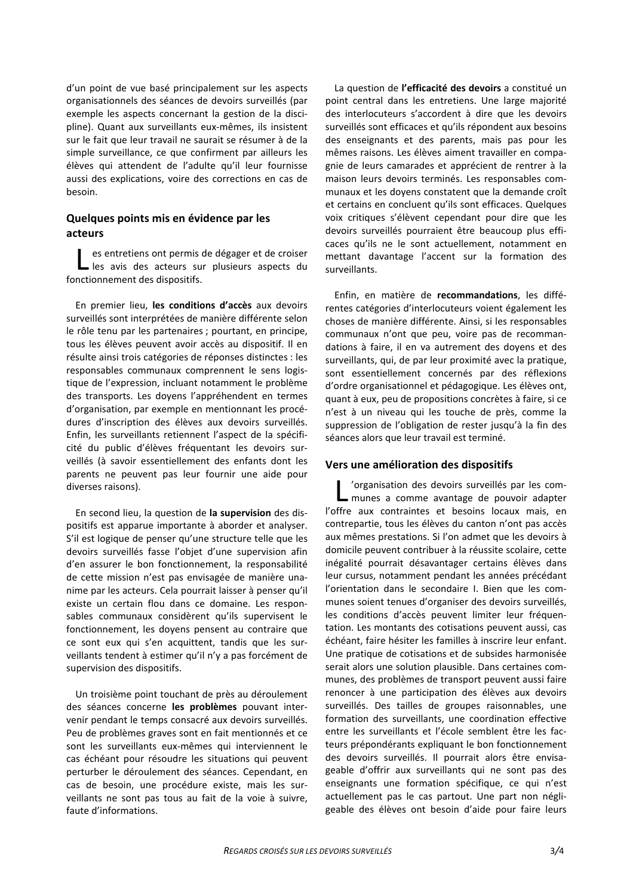d'un point de vue basé principalement sur les aspects organisationnels des séances de devoirs surveillés (par exemple les aspects concernant la gestion de la discipline). Quant aux surveillants eux-mêmes, ils insistent sur le fait que leur travail ne saurait se résumer à de la simple surveillance, ce que confirment par ailleurs les élèves qui attendent de l'adulte qu'il leur fournisse aussi des explications, voire des corrections en cas de besoin.

## Quelques points mis en évidence par les acteurs

Les entretiens ont permis de dégager et de croiser les avis des acteurs sur plusieurs aspects du fonctionnement des dispositifs.

En premier lieu, **les conditions d'accès** aux devoirs surveillés sont interprétées de manière différente selon le rôle tenu par les partenaires ; pourtant, en principe, tous les élèves peuvent avoir accès au dispositif. Il en résulte ainsi trois catégories de réponses distinctes : les responsables communaux comprennent le sens logistique de l'expression, incluant notamment le problème des transports. Les doyens l'appréhendent en termes d'organisation, par exemple en mentionnant les procédures d'inscription des élèves aux devoirs surveillés. Enfin, les surveillants retiennent l'aspect de la spécificité du public d'élèves fréquentant les devoirs surveillés (à savoir essentiellement des enfants dont les parents ne peuvent pas leur fournir une aide pour diverses raisons).

En second lieu, la question de **la supervision** des dispositifs est apparue importante à aborder et analyser. S'il est logique de penser qu'une structure telle que les devoirs surveillés fasse l'objet d'une supervision afin d'en assurer le bon fonctionnement, la responsabilité de cette mission n'est pas envisagée de manière unanime par les acteurs. Cela pourrait laisser à penser qu'il existe un certain flou dans ce domaine. Les responsables communaux considèrent qu'ils supervisent le fonctionnement, les doyens pensent au contraire que ce sont eux qui s'en acquittent, tandis que les surveillants tendent à estimer qu'il n'y a pas forcément de supervision des dispositifs.

Un troisième point touchant de près au déroulement des séances concerne **les problèmes** pouvant intervenir pendant le temps consacré aux devoirs surveillés. Peu de problèmes graves sont en fait mentionnés et ce sont les surveillants eux-mêmes qui interviennent le cas échéant pour résoudre les situations qui peuvent perturber le déroulement des séances. Cependant, en cas de besoin, une procédure existe, mais les surveillants ne sont pas tous au fait de la voie à suivre, faute d'informations.

La question de **l'efficacité des devoirs** a constitué un point central dans les entretiens. Une large majorité des interlocuteurs s'accordent à dire que les devoirs surveillés sont efficaces et qu'ils répondent aux besoins des enseignants et des parents, mais pas pour les mêmes raisons. Les élèves aiment travailler en compagnie de leurs camarades et apprécient de rentrer à la maison leurs devoirs terminés. Les responsables communaux et les doyens constatent que la demande croît et certains en concluent qu'ils sont efficaces. Quelques voix critiques s'élèvent cependant pour dire que les devoirs surveillés pourraient être beaucoup plus efficaces qu'ils ne le sont actuellement, notamment en mettant davantage l'accent sur la formation des surveillants.

Enfin, en matière de **recommandations**, les différentes catégories d'interlocuteurs voient également les choses de manière différente. Ainsi, si les responsables communaux n'ont que peu, voire pas de recommandations à faire, il en va autrement des doyens et des surveillants, qui, de par leur proximité avec la pratique, sont essentiellement concernés par des réflexions d'ordre organisationnel et pédagogique. Les élèves ont, quant à eux, peu de propositions concrètes à faire, si ce n'est à un niveau qui les touche de près, comme la suppression de l'obligation de rester jusqu'à la fin des séances alors que leur travail est terminé.

## Vers une amélioration des dispositifs

L'organisation des devoirs surveillés par les communes a comme avantage de pouvoir adapter l'offre aux contraintes et besoins locaux mais, en contrepartie, tous les élèves du canton n'ont pas accès aux mêmes prestations. Si l'on admet que les devoirs à domicile peuvent contribuer à la réussite scolaire, cette inégalité pourrait désavantager certains élèves dans leur cursus, notamment pendant les années précédant l'orientation dans le secondaire I. Bien que les communes soient tenues d'organiser des devoirs surveillés, les conditions d'accès peuvent limiter leur fréquentation. Les montants des cotisations peuvent aussi, cas échéant, faire hésiter les familles à inscrire leur enfant. Une pratique de cotisations et de subsides harmonisée serait alors une solution plausible. Dans certaines communes, des problèmes de transport peuvent aussi faire renoncer à une participation des élèves aux devoirs surveillés. Des tailles de groupes raisonnables, une formation des surveillants, une coordination effective entre les surveillants et l'école semblent être les facteurs prépondérants expliquant le bon fonctionnement des devoirs surveillés. Il pourrait alors être envisageable d'offrir aux surveillants qui ne sont pas des enseignants une formation spécifique, ce qui n'est actuellement pas le cas partout. Une part non négligeable des élèves ont besoin d'aide pour faire leurs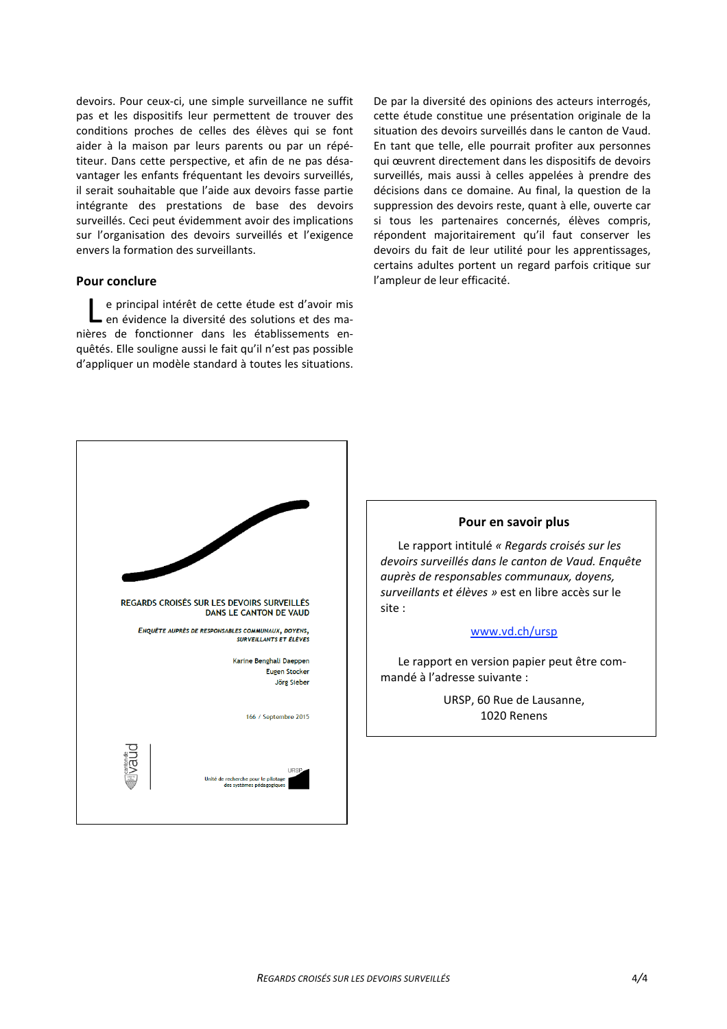devoirs. Pour ceux-ci, une simple surveillance ne suffit pas et les dispositifs leur permettent de trouver des conditions proches de celles des élèves qui se font aider à la maison par leurs parents ou par un répétiteur. Dans cette perspective, et afin de ne pas désavantager les enfants fréquentant les devoirs surveillés, il serait souhaitable que l'aide aux devoirs fasse partie intégrante des prestations de base des devoirs surveillés. Ceci peut évidemment avoir des implications sur l'organisation des devoirs surveillés et l'exigence envers la formation des surveillants.

## Pour conclure

Le principal intérêt de cette étude est d'avoir mis en évidence la diversité des solutions et des manières de fonctionner dans les établissements enquêtés. Elle souligne aussi le fait qu'il n'est pas possible d'appliquer un modèle standard à toutes les situations.

De par la diversité des opinions des acteurs interrogés, cette étude constitue une présentation originale de la situation des devoirs surveillés dans le canton de Vaud. En tant que telle, elle pourrait profiter aux personnes qui œuvrent directement dans les dispositifs de devoirs surveillés, mais aussi à celles appelées à prendre des décisions dans ce domaine. Au final, la question de la suppression des devoirs reste, quant à elle, ouverte car si tous les partenaires concernés, élèves compris, répondent majoritairement qu'il faut conserver les devoirs du fait de leur utilité pour les apprentissages, certains adultes portent un regard parfois critique sur l'ampleur de leur efficacité.

REGARDS CROISÉS SUR LES DEVOIRS SURVEILLÉS DANS LE CANTON DE VAUD

*ENQUÊTE AUPRÈS DE RESPONSABLES COMMUNAUX, DOYENS, SURVEILLANTS ET ÉLÈVES*

Karine Benghali Daeppen
Eugen Stocker
Jörg Sieber

166 / Septembre 2015

canton de Vaud

URSP
Unité de recherche pour le pilotage des systèmes pédagogiques

### Pour en savoir plus

Le rapport intitulé *« Regards croisés sur les devoirs surveillés dans le canton de Vaud. Enquête auprès de responsables communaux, doyens, surveillants et élèves »* est en libre accès sur le site :

www.vd.ch/ursp

Le rapport en version papier peut être commandé à l'adresse suivante :

URSP, 60 Rue de Lausanne,
1020 Renens